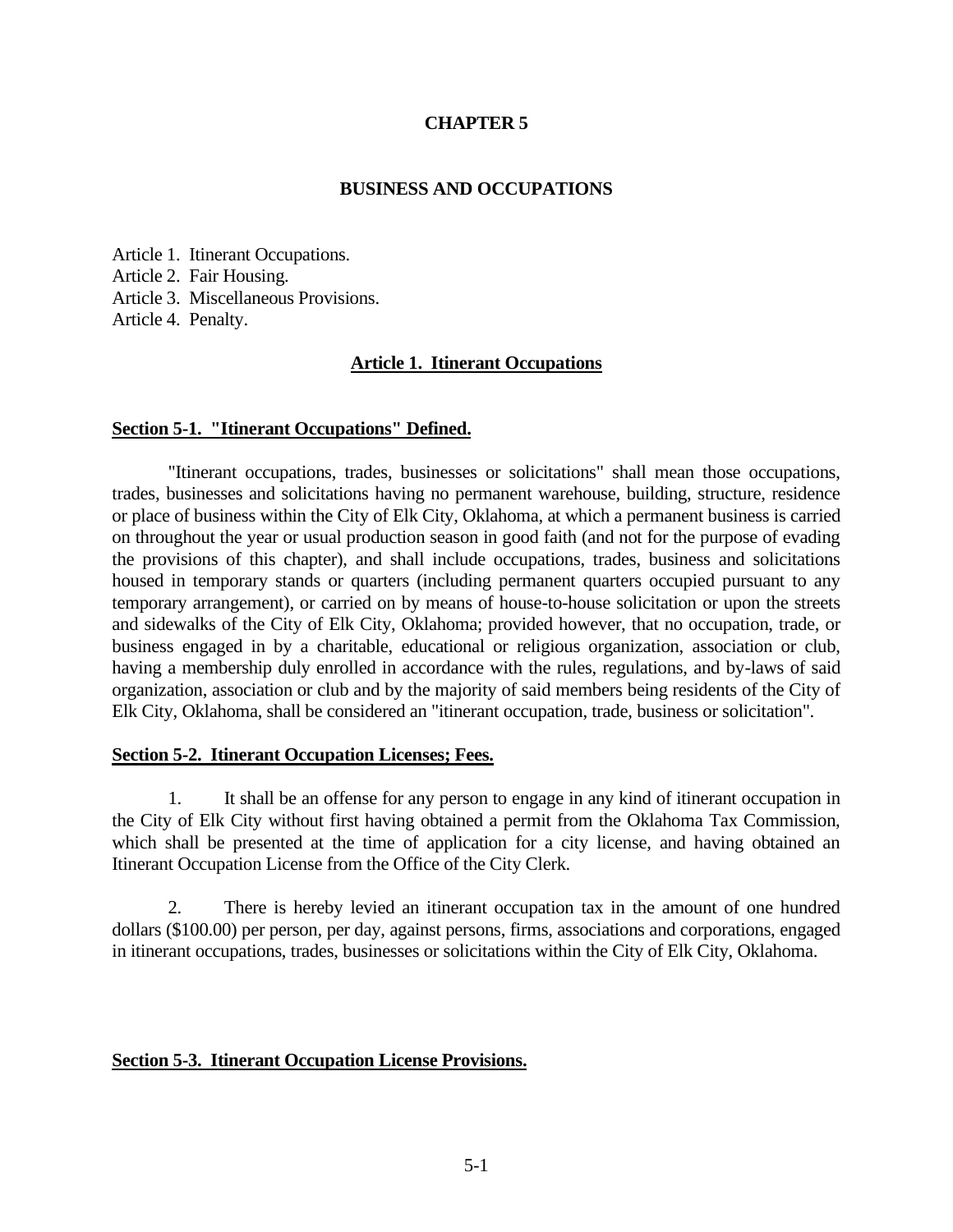# CHAPTER 5

## BUSINESS AND OCCUPATIONS

Article 1. Itinerant Occupations.
Article 2. Fair Housing.
Article 3. Miscellaneous Provisions.
Article 4. Penalty.

## Article 1. Itinerant Occupations

### Section 5-1. "Itinerant Occupations" Defined.

"Itinerant occupations, trades, businesses or solicitations" shall mean those occupations, trades, businesses and solicitations having no permanent warehouse, building, structure, residence or place of business within the City of Elk City, Oklahoma, at which a permanent business is carried on throughout the year or usual production season in good faith (and not for the purpose of evading the provisions of this chapter), and shall include occupations, trades, business and solicitations housed in temporary stands or quarters (including permanent quarters occupied pursuant to any temporary arrangement), or carried on by means of house-to-house solicitation or upon the streets and sidewalks of the City of Elk City, Oklahoma; provided however, that no occupation, trade, or business engaged in by a charitable, educational or religious organization, association or club, having a membership duly enrolled in accordance with the rules, regulations, and by-laws of said organization, association or club and by the majority of said members being residents of the City of Elk City, Oklahoma, shall be considered an "itinerant occupation, trade, business or solicitation".

### Section 5-2. Itinerant Occupation Licenses; Fees.

1. It shall be an offense for any person to engage in any kind of itinerant occupation in the City of Elk City without first having obtained a permit from the Oklahoma Tax Commission, which shall be presented at the time of application for a city license, and having obtained an Itinerant Occupation License from the Office of the City Clerk.

2. There is hereby levied an itinerant occupation tax in the amount of one hundred dollars ($100.00) per person, per day, against persons, firms, associations and corporations, engaged in itinerant occupations, trades, businesses or solicitations within the City of Elk City, Oklahoma.

### Section 5-3. Itinerant Occupation License Provisions.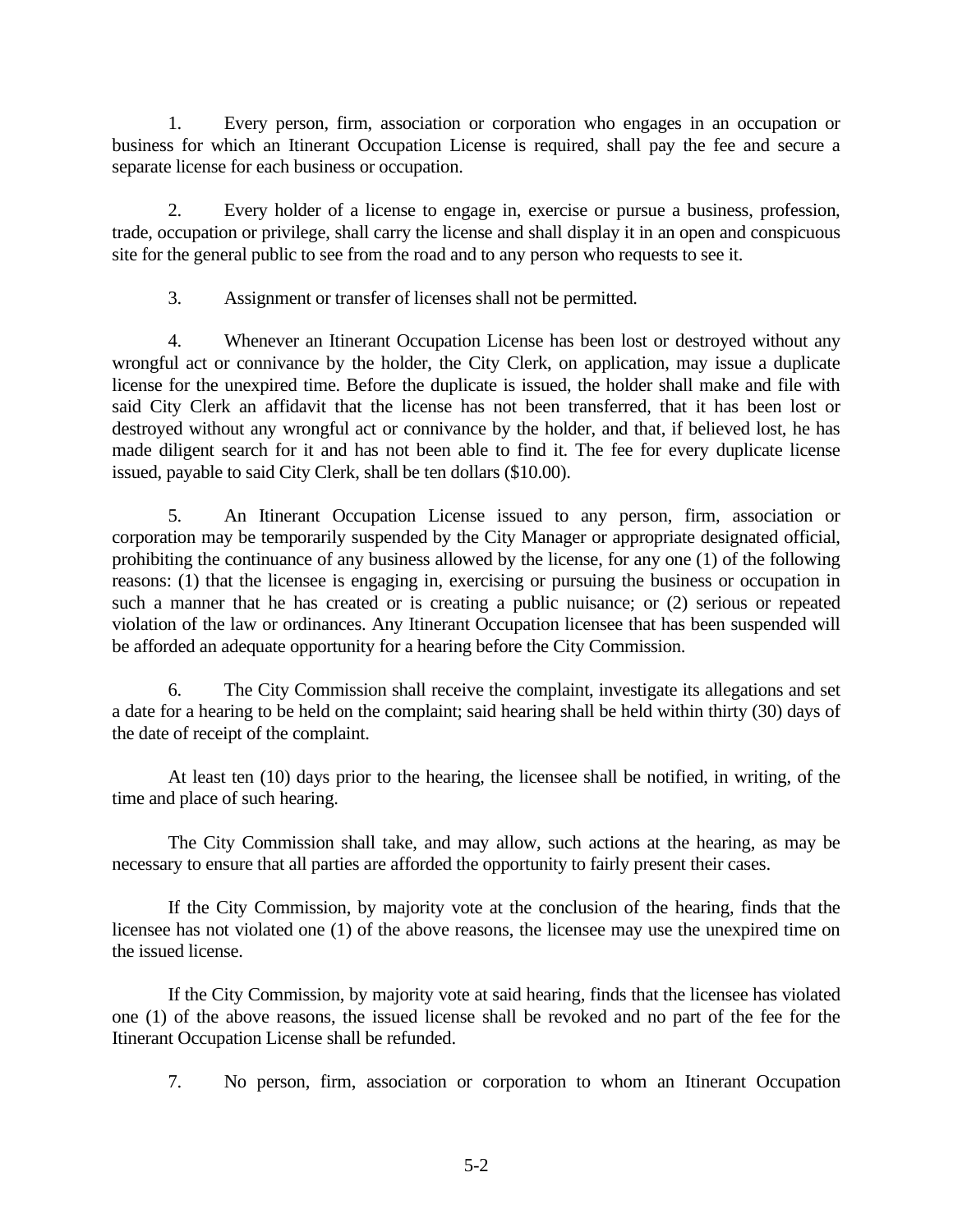1. Every person, firm, association or corporation who engages in an occupation or business for which an Itinerant Occupation License is required, shall pay the fee and secure a separate license for each business or occupation.

2. Every holder of a license to engage in, exercise or pursue a business, profession, trade, occupation or privilege, shall carry the license and shall display it in an open and conspicuous site for the general public to see from the road and to any person who requests to see it.

3. Assignment or transfer of licenses shall not be permitted.

4. Whenever an Itinerant Occupation License has been lost or destroyed without any wrongful act or connivance by the holder, the City Clerk, on application, may issue a duplicate license for the unexpired time. Before the duplicate is issued, the holder shall make and file with said City Clerk an affidavit that the license has not been transferred, that it has been lost or destroyed without any wrongful act or connivance by the holder, and that, if believed lost, he has made diligent search for it and has not been able to find it. The fee for every duplicate license issued, payable to said City Clerk, shall be ten dollars ($10.00).

5. An Itinerant Occupation License issued to any person, firm, association or corporation may be temporarily suspended by the City Manager or appropriate designated official, prohibiting the continuance of any business allowed by the license, for any one (1) of the following reasons: (1) that the licensee is engaging in, exercising or pursuing the business or occupation in such a manner that he has created or is creating a public nuisance; or (2) serious or repeated violation of the law or ordinances. Any Itinerant Occupation licensee that has been suspended will be afforded an adequate opportunity for a hearing before the City Commission.

6. The City Commission shall receive the complaint, investigate its allegations and set a date for a hearing to be held on the complaint; said hearing shall be held within thirty (30) days of the date of receipt of the complaint.

At least ten (10) days prior to the hearing, the licensee shall be notified, in writing, of the time and place of such hearing.

The City Commission shall take, and may allow, such actions at the hearing, as may be necessary to ensure that all parties are afforded the opportunity to fairly present their cases.

If the City Commission, by majority vote at the conclusion of the hearing, finds that the licensee has not violated one (1) of the above reasons, the licensee may use the unexpired time on the issued license.

If the City Commission, by majority vote at said hearing, finds that the licensee has violated one (1) of the above reasons, the issued license shall be revoked and no part of the fee for the Itinerant Occupation License shall be refunded.

7. No person, firm, association or corporation to whom an Itinerant Occupation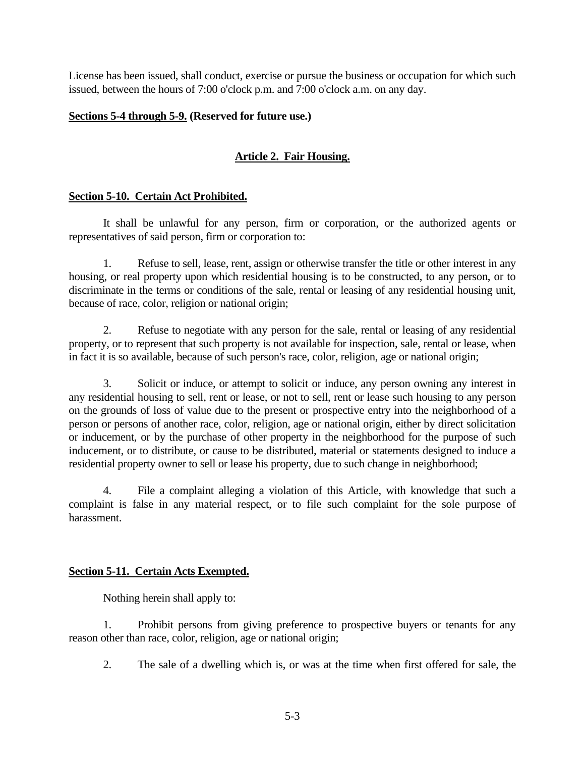License has been issued, shall conduct, exercise or pursue the business or occupation for which such issued, between the hours of 7:00 o'clock p.m. and 7:00 o'clock a.m. on any day.

**Sections 5-4 through 5-9. (Reserved for future use.)**

## Article 2. Fair Housing.

### Section 5-10. Certain Act Prohibited.

It shall be unlawful for any person, firm or corporation, or the authorized agents or representatives of said person, firm or corporation to:

1. Refuse to sell, lease, rent, assign or otherwise transfer the title or other interest in any housing, or real property upon which residential housing is to be constructed, to any person, or to discriminate in the terms or conditions of the sale, rental or leasing of any residential housing unit, because of race, color, religion or national origin;

2. Refuse to negotiate with any person for the sale, rental or leasing of any residential property, or to represent that such property is not available for inspection, sale, rental or lease, when in fact it is so available, because of such person's race, color, religion, age or national origin;

3. Solicit or induce, or attempt to solicit or induce, any person owning any interest in any residential housing to sell, rent or lease, or not to sell, rent or lease such housing to any person on the grounds of loss of value due to the present or prospective entry into the neighborhood of a person or persons of another race, color, religion, age or national origin, either by direct solicitation or inducement, or by the purchase of other property in the neighborhood for the purpose of such inducement, or to distribute, or cause to be distributed, material or statements designed to induce a residential property owner to sell or lease his property, due to such change in neighborhood;

4. File a complaint alleging a violation of this Article, with knowledge that such a complaint is false in any material respect, or to file such complaint for the sole purpose of harassment.

### Section 5-11. Certain Acts Exempted.

Nothing herein shall apply to:

1. Prohibit persons from giving preference to prospective buyers or tenants for any reason other than race, color, religion, age or national origin;

2. The sale of a dwelling which is, or was at the time when first offered for sale, the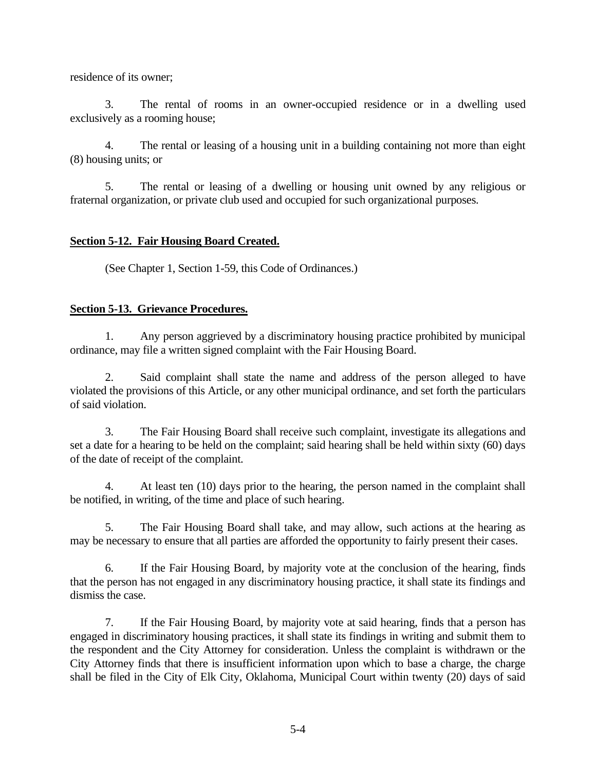residence of its owner;

3. The rental of rooms in an owner-occupied residence or in a dwelling used exclusively as a rooming house;

4. The rental or leasing of a housing unit in a building containing not more than eight (8) housing units; or

5. The rental or leasing of a dwelling or housing unit owned by any religious or fraternal organization, or private club used and occupied for such organizational purposes.

**Section 5-12. Fair Housing Board Created.**

(See Chapter 1, Section 1-59, this Code of Ordinances.)

**Section 5-13. Grievance Procedures.**

1. Any person aggrieved by a discriminatory housing practice prohibited by municipal ordinance, may file a written signed complaint with the Fair Housing Board.

2. Said complaint shall state the name and address of the person alleged to have violated the provisions of this Article, or any other municipal ordinance, and set forth the particulars of said violation.

3. The Fair Housing Board shall receive such complaint, investigate its allegations and set a date for a hearing to be held on the complaint; said hearing shall be held within sixty (60) days of the date of receipt of the complaint.

4. At least ten (10) days prior to the hearing, the person named in the complaint shall be notified, in writing, of the time and place of such hearing.

5. The Fair Housing Board shall take, and may allow, such actions at the hearing as may be necessary to ensure that all parties are afforded the opportunity to fairly present their cases.

6. If the Fair Housing Board, by majority vote at the conclusion of the hearing, finds that the person has not engaged in any discriminatory housing practice, it shall state its findings and dismiss the case.

7. If the Fair Housing Board, by majority vote at said hearing, finds that a person has engaged in discriminatory housing practices, it shall state its findings in writing and submit them to the respondent and the City Attorney for consideration. Unless the complaint is withdrawn or the City Attorney finds that there is insufficient information upon which to base a charge, the charge shall be filed in the City of Elk City, Oklahoma, Municipal Court within twenty (20) days of said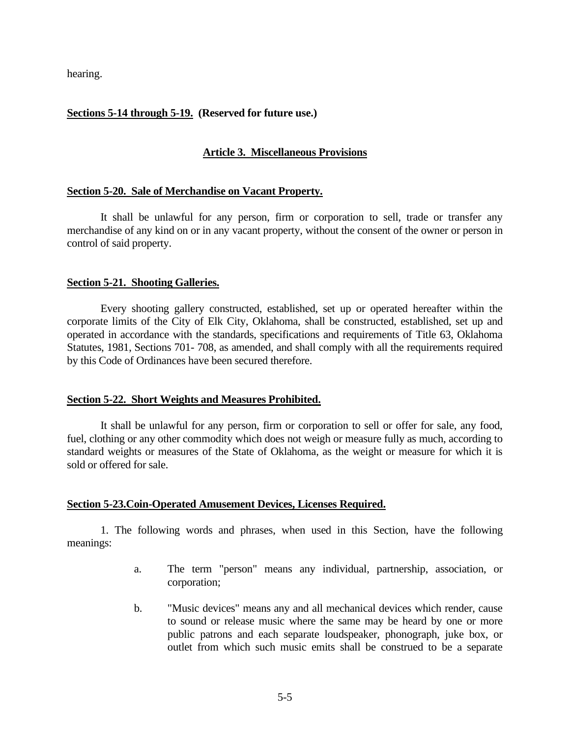hearing.

**Sections 5-14 through 5-19. (Reserved for future use.)**

## Article 3. Miscellaneous Provisions

### Section 5-20. Sale of Merchandise on Vacant Property.

It shall be unlawful for any person, firm or corporation to sell, trade or transfer any merchandise of any kind on or in any vacant property, without the consent of the owner or person in control of said property.

### Section 5-21. Shooting Galleries.

Every shooting gallery constructed, established, set up or operated hereafter within the corporate limits of the City of Elk City, Oklahoma, shall be constructed, established, set up and operated in accordance with the standards, specifications and requirements of Title 63, Oklahoma Statutes, 1981, Sections 701- 708, as amended, and shall comply with all the requirements required by this Code of Ordinances have been secured therefore.

### Section 5-22. Short Weights and Measures Prohibited.

It shall be unlawful for any person, firm or corporation to sell or offer for sale, any food, fuel, clothing or any other commodity which does not weigh or measure fully as much, according to standard weights or measures of the State of Oklahoma, as the weight or measure for which it is sold or offered for sale.

### Section 5-23.Coin-Operated Amusement Devices, Licenses Required.

1. The following words and phrases, when used in this Section, have the following meanings:

a. The term "person" means any individual, partnership, association, or corporation;

b. "Music devices" means any and all mechanical devices which render, cause to sound or release music where the same may be heard by one or more public patrons and each separate loudspeaker, phonograph, juke box, or outlet from which such music emits shall be construed to be a separate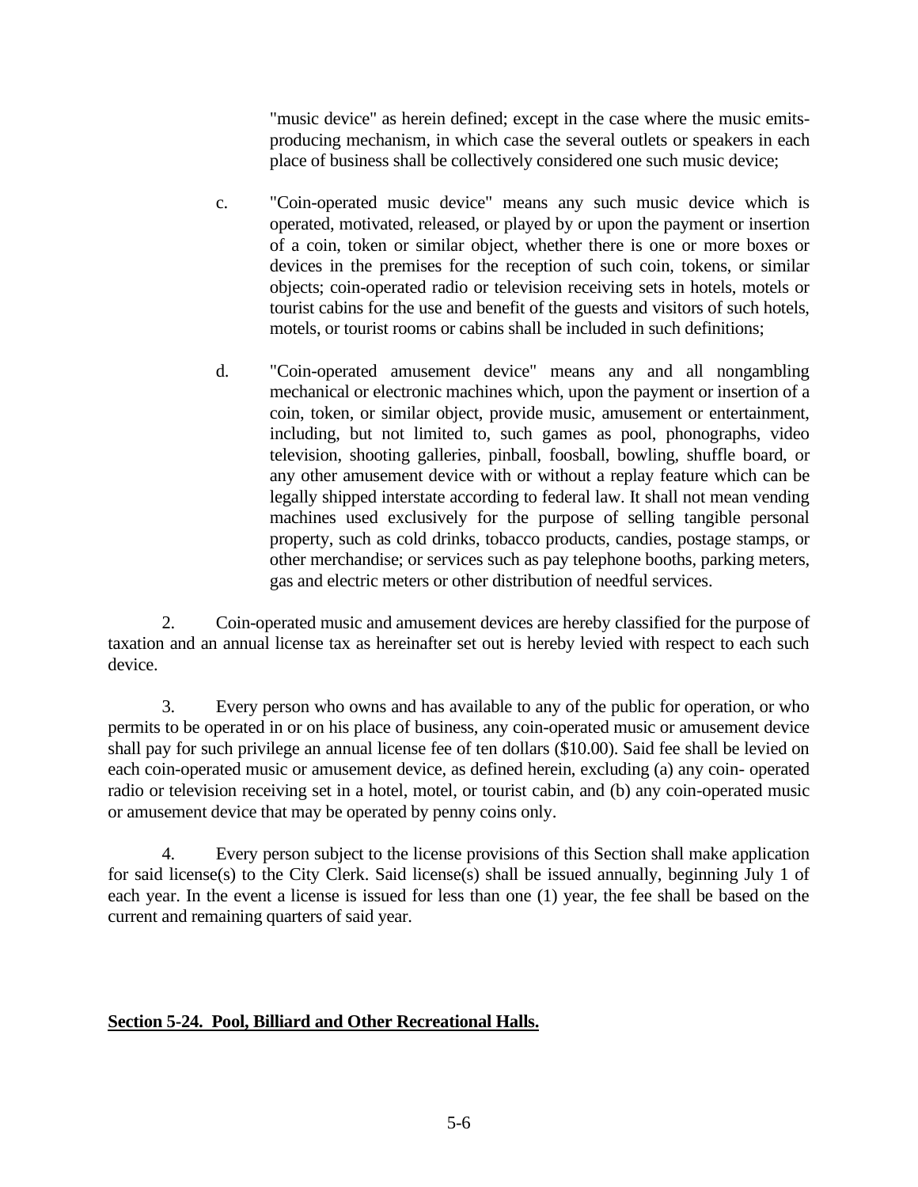"music device" as herein defined; except in the case where the music emits-producing mechanism, in which case the several outlets or speakers in each place of business shall be collectively considered one such music device;

c. "Coin-operated music device" means any such music device which is operated, motivated, released, or played by or upon the payment or insertion of a coin, token or similar object, whether there is one or more boxes or devices in the premises for the reception of such coin, tokens, or similar objects; coin-operated radio or television receiving sets in hotels, motels or tourist cabins for the use and benefit of the guests and visitors of such hotels, motels, or tourist rooms or cabins shall be included in such definitions;

d. "Coin-operated amusement device" means any and all nongambling mechanical or electronic machines which, upon the payment or insertion of a coin, token, or similar object, provide music, amusement or entertainment, including, but not limited to, such games as pool, phonographs, video television, shooting galleries, pinball, foosball, bowling, shuffle board, or any other amusement device with or without a replay feature which can be legally shipped interstate according to federal law. It shall not mean vending machines used exclusively for the purpose of selling tangible personal property, such as cold drinks, tobacco products, candies, postage stamps, or other merchandise; or services such as pay telephone booths, parking meters, gas and electric meters or other distribution of needful services.

2. Coin-operated music and amusement devices are hereby classified for the purpose of taxation and an annual license tax as hereinafter set out is hereby levied with respect to each such device.

3. Every person who owns and has available to any of the public for operation, or who permits to be operated in or on his place of business, any coin-operated music or amusement device shall pay for such privilege an annual license fee of ten dollars ($10.00). Said fee shall be levied on each coin-operated music or amusement device, as defined herein, excluding (a) any coin- operated radio or television receiving set in a hotel, motel, or tourist cabin, and (b) any coin-operated music or amusement device that may be operated by penny coins only.

4. Every person subject to the license provisions of this Section shall make application for said license(s) to the City Clerk. Said license(s) shall be issued annually, beginning July 1 of each year. In the event a license is issued for less than one (1) year, the fee shall be based on the current and remaining quarters of said year.

## Section 5-24. Pool, Billiard and Other Recreational Halls.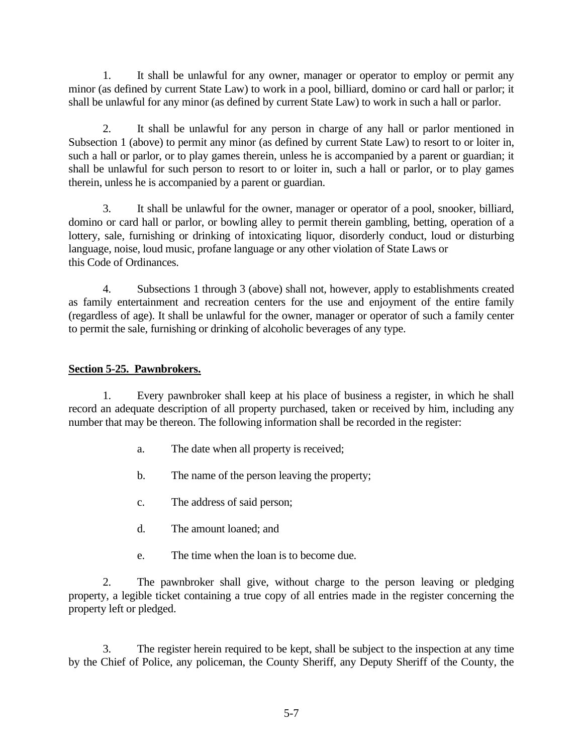1. It shall be unlawful for any owner, manager or operator to employ or permit any minor (as defined by current State Law) to work in a pool, billiard, domino or card hall or parlor; it shall be unlawful for any minor (as defined by current State Law) to work in such a hall or parlor.

2. It shall be unlawful for any person in charge of any hall or parlor mentioned in Subsection 1 (above) to permit any minor (as defined by current State Law) to resort to or loiter in, such a hall or parlor, or to play games therein, unless he is accompanied by a parent or guardian; it shall be unlawful for such person to resort to or loiter in, such a hall or parlor, or to play games therein, unless he is accompanied by a parent or guardian.

3. It shall be unlawful for the owner, manager or operator of a pool, snooker, billiard, domino or card hall or parlor, or bowling alley to permit therein gambling, betting, operation of a lottery, sale, furnishing or drinking of intoxicating liquor, disorderly conduct, loud or disturbing language, noise, loud music, profane language or any other violation of State Laws or this Code of Ordinances.

4. Subsections 1 through 3 (above) shall not, however, apply to establishments created as family entertainment and recreation centers for the use and enjoyment of the entire family (regardless of age). It shall be unlawful for the owner, manager or operator of such a family center to permit the sale, furnishing or drinking of alcoholic beverages of any type.

**Section 5-25. Pawnbrokers.**

1. Every pawnbroker shall keep at his place of business a register, in which he shall record an adequate description of all property purchased, taken or received by him, including any number that may be thereon. The following information shall be recorded in the register:

   a. The date when all property is received;

   b. The name of the person leaving the property;

   c. The address of said person;

   d. The amount loaned; and

   e. The time when the loan is to become due.

2. The pawnbroker shall give, without charge to the person leaving or pledging property, a legible ticket containing a true copy of all entries made in the register concerning the property left or pledged.

3. The register herein required to be kept, shall be subject to the inspection at any time by the Chief of Police, any policeman, the County Sheriff, any Deputy Sheriff of the County, the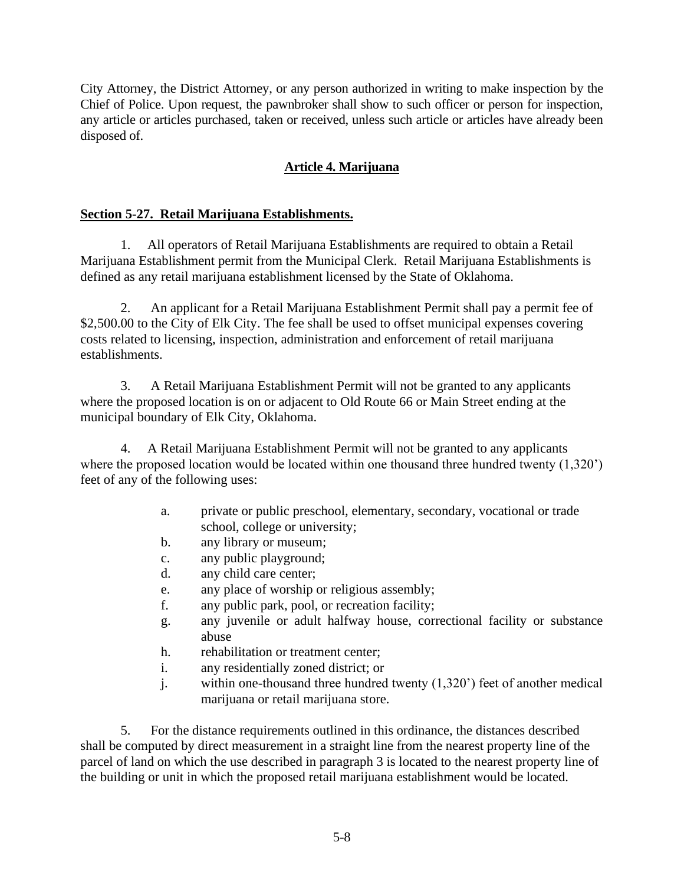City Attorney, the District Attorney, or any person authorized in writing to make inspection by the Chief of Police. Upon request, the pawnbroker shall show to such officer or person for inspection, any article or articles purchased, taken or received, unless such article or articles have already been disposed of.

## Article 4. Marijuana

### Section 5-27. Retail Marijuana Establishments.

1. All operators of Retail Marijuana Establishments are required to obtain a Retail Marijuana Establishment permit from the Municipal Clerk. Retail Marijuana Establishments is defined as any retail marijuana establishment licensed by the State of Oklahoma.

2. An applicant for a Retail Marijuana Establishment Permit shall pay a permit fee of $2,500.00 to the City of Elk City. The fee shall be used to offset municipal expenses covering costs related to licensing, inspection, administration and enforcement of retail marijuana establishments.

3. A Retail Marijuana Establishment Permit will not be granted to any applicants where the proposed location is on or adjacent to Old Route 66 or Main Street ending at the municipal boundary of Elk City, Oklahoma.

4. A Retail Marijuana Establishment Permit will not be granted to any applicants where the proposed location would be located within one thousand three hundred twenty (1,320') feet of any of the following uses:

   a. private or public preschool, elementary, secondary, vocational or trade school, college or university;
   b. any library or museum;
   c. any public playground;
   d. any child care center;
   e. any place of worship or religious assembly;
   f. any public park, pool, or recreation facility;
   g. any juvenile or adult halfway house, correctional facility or substance abuse
   h. rehabilitation or treatment center;
   i. any residentially zoned district; or
   j. within one-thousand three hundred twenty (1,320') feet of another medical marijuana or retail marijuana store.

5. For the distance requirements outlined in this ordinance, the distances described shall be computed by direct measurement in a straight line from the nearest property line of the parcel of land on which the use described in paragraph 3 is located to the nearest property line of the building or unit in which the proposed retail marijuana establishment would be located.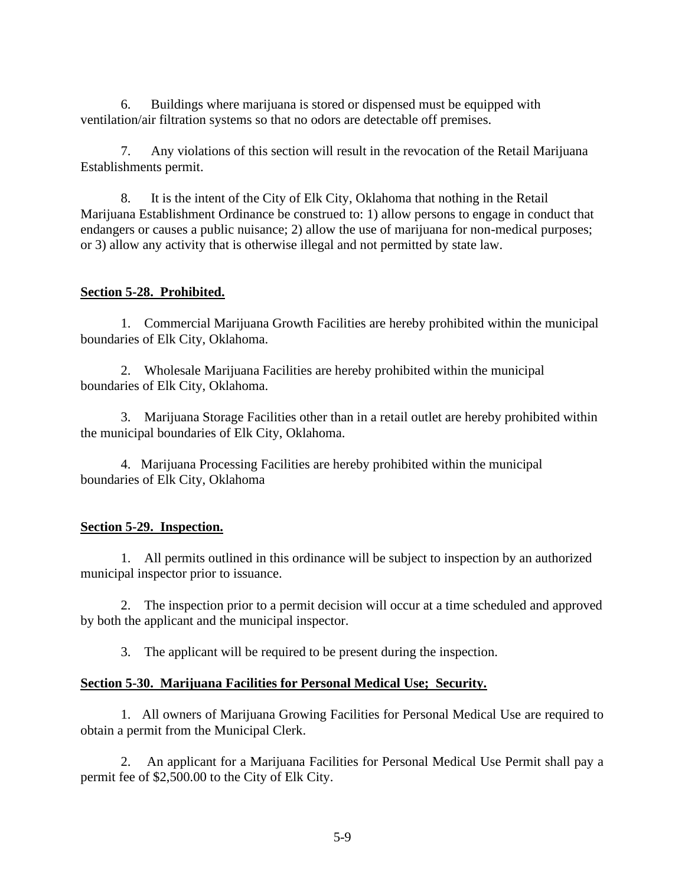6. Buildings where marijuana is stored or dispensed must be equipped with ventilation/air filtration systems so that no odors are detectable off premises.

7. Any violations of this section will result in the revocation of the Retail Marijuana Establishments permit.

8. It is the intent of the City of Elk City, Oklahoma that nothing in the Retail Marijuana Establishment Ordinance be construed to: 1) allow persons to engage in conduct that endangers or causes a public nuisance; 2) allow the use of marijuana for non-medical purposes; or 3) allow any activity that is otherwise illegal and not permitted by state law.

## **Section 5-28. Prohibited.**

1. Commercial Marijuana Growth Facilities are hereby prohibited within the municipal boundaries of Elk City, Oklahoma.

2. Wholesale Marijuana Facilities are hereby prohibited within the municipal boundaries of Elk City, Oklahoma.

3. Marijuana Storage Facilities other than in a retail outlet are hereby prohibited within the municipal boundaries of Elk City, Oklahoma.

4. Marijuana Processing Facilities are hereby prohibited within the municipal boundaries of Elk City, Oklahoma

## **Section 5-29. Inspection.**

1. All permits outlined in this ordinance will be subject to inspection by an authorized municipal inspector prior to issuance.

2. The inspection prior to a permit decision will occur at a time scheduled and approved by both the applicant and the municipal inspector.

3. The applicant will be required to be present during the inspection.

## **Section 5-30. Marijuana Facilities for Personal Medical Use; Security.**

1. All owners of Marijuana Growing Facilities for Personal Medical Use are required to obtain a permit from the Municipal Clerk.

2. An applicant for a Marijuana Facilities for Personal Medical Use Permit shall pay a permit fee of $2,500.00 to the City of Elk City.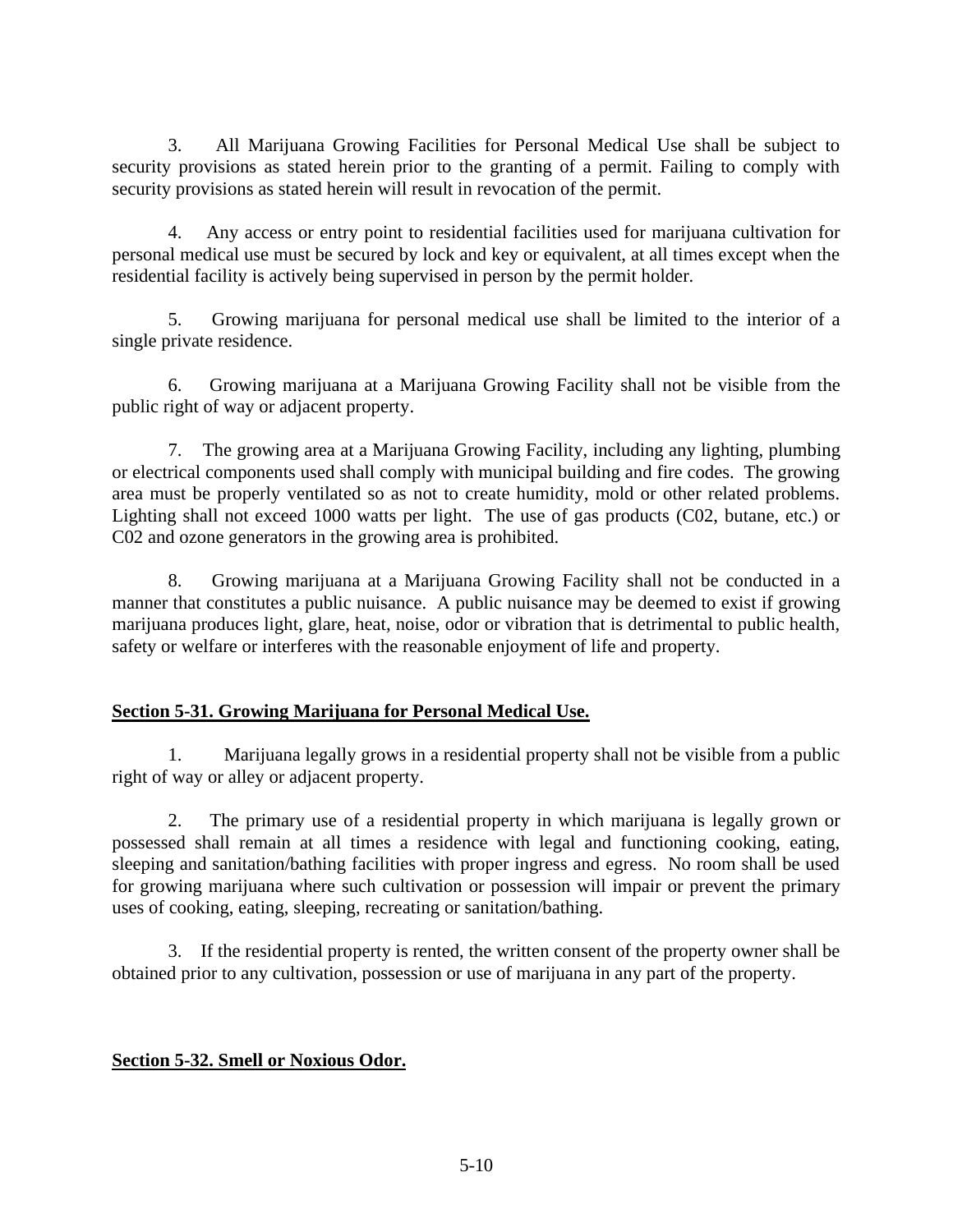3. All Marijuana Growing Facilities for Personal Medical Use shall be subject to security provisions as stated herein prior to the granting of a permit. Failing to comply with security provisions as stated herein will result in revocation of the permit.

4. Any access or entry point to residential facilities used for marijuana cultivation for personal medical use must be secured by lock and key or equivalent, at all times except when the residential facility is actively being supervised in person by the permit holder.

5. Growing marijuana for personal medical use shall be limited to the interior of a single private residence.

6. Growing marijuana at a Marijuana Growing Facility shall not be visible from the public right of way or adjacent property.

7. The growing area at a Marijuana Growing Facility, including any lighting, plumbing or electrical components used shall comply with municipal building and fire codes. The growing area must be properly ventilated so as not to create humidity, mold or other related problems. Lighting shall not exceed 1000 watts per light. The use of gas products (C02, butane, etc.) or C02 and ozone generators in the growing area is prohibited.

8. Growing marijuana at a Marijuana Growing Facility shall not be conducted in a manner that constitutes a public nuisance. A public nuisance may be deemed to exist if growing marijuana produces light, glare, heat, noise, odor or vibration that is detrimental to public health, safety or welfare or interferes with the reasonable enjoyment of life and property.

## Section 5-31. Growing Marijuana for Personal Medical Use.

1. Marijuana legally grows in a residential property shall not be visible from a public right of way or alley or adjacent property.

2. The primary use of a residential property in which marijuana is legally grown or possessed shall remain at all times a residence with legal and functioning cooking, eating, sleeping and sanitation/bathing facilities with proper ingress and egress. No room shall be used for growing marijuana where such cultivation or possession will impair or prevent the primary uses of cooking, eating, sleeping, recreating or sanitation/bathing.

3. If the residential property is rented, the written consent of the property owner shall be obtained prior to any cultivation, possession or use of marijuana in any part of the property.

## Section 5-32. Smell or Noxious Odor.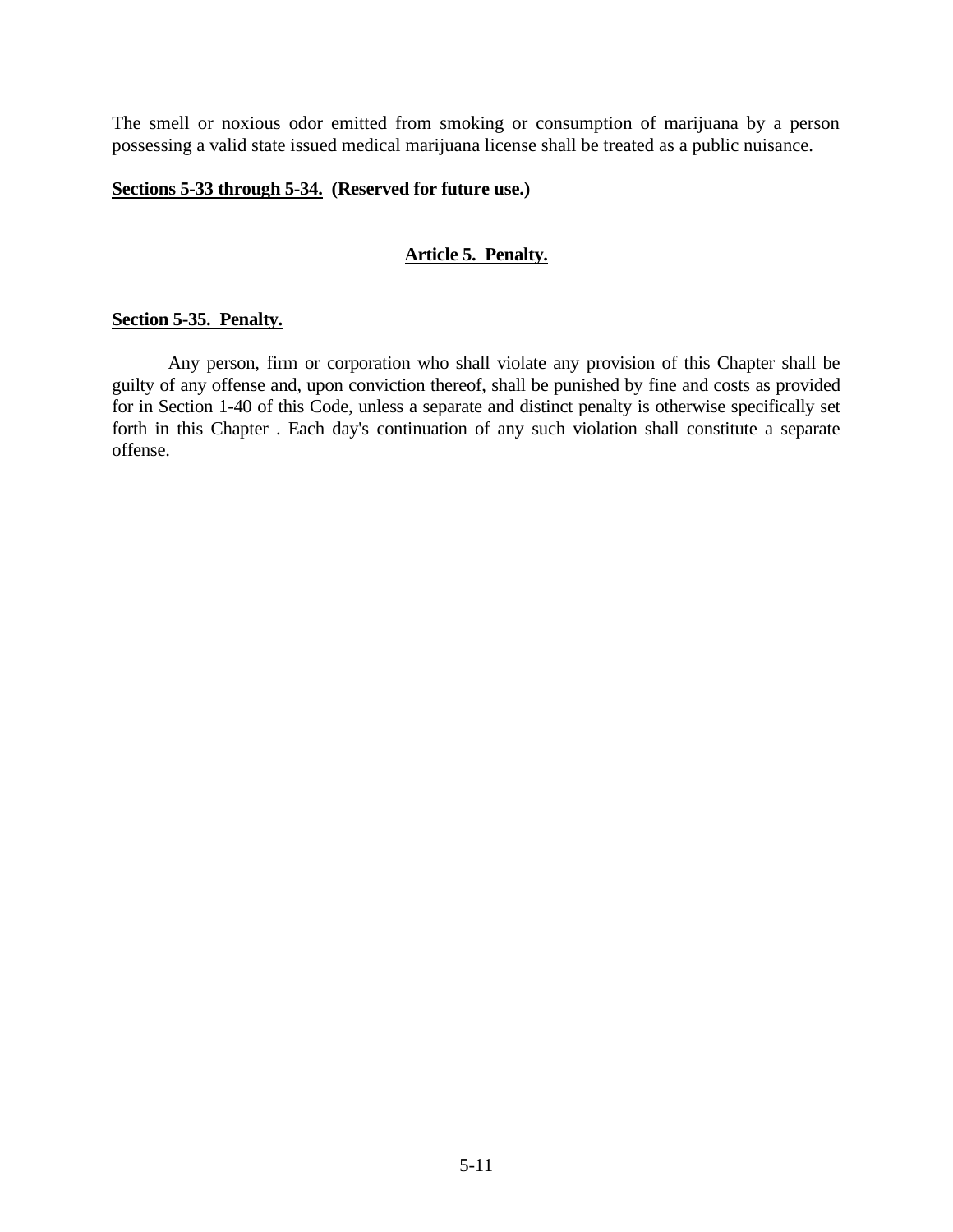The smell or noxious odor emitted from smoking or consumption of marijuana by a person possessing a valid state issued medical marijuana license shall be treated as a public nuisance.

**Sections 5-33 through 5-34. (Reserved for future use.)**

## Article 5. Penalty.

### Section 5-35. Penalty.

Any person, firm or corporation who shall violate any provision of this Chapter shall be guilty of any offense and, upon conviction thereof, shall be punished by fine and costs as provided for in Section 1-40 of this Code, unless a separate and distinct penalty is otherwise specifically set forth in this Chapter . Each day's continuation of any such violation shall constitute a separate offense.